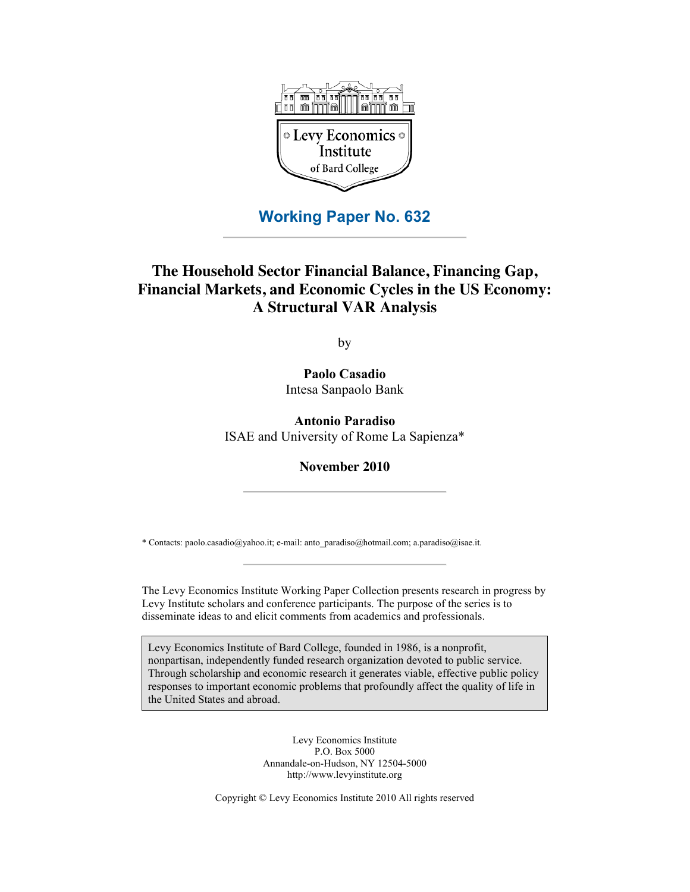Levy Economics Institute of Bard College

**Working Paper No. 632**

# The Household Sector Financial Balance, Financing Gap, Financial Markets, and Economic Cycles in the US Economy: A Structural VAR Analysis

by

**Paolo Casadio**
Intesa Sanpaolo Bank

**Antonio Paradiso**
ISAE and University of Rome La Sapienza*

**November 2010**

\* Contacts: paolo.casadio@yahoo.it; e-mail: anto_paradiso@hotmail.com; a.paradiso@isae.it.

The Levy Economics Institute Working Paper Collection presents research in progress by Levy Institute scholars and conference participants. The purpose of the series is to disseminate ideas to and elicit comments from academics and professionals.

Levy Economics Institute of Bard College, founded in 1986, is a nonprofit, nonpartisan, independently funded research organization devoted to public service. Through scholarship and economic research it generates viable, effective public policy responses to important economic problems that profoundly affect the quality of life in the United States and abroad.

Levy Economics Institute
P.O. Box 5000
Annandale-on-Hudson, NY 12504-5000
http://www.levyinstitute.org

Copyright © Levy Economics Institute 2010 All rights reserved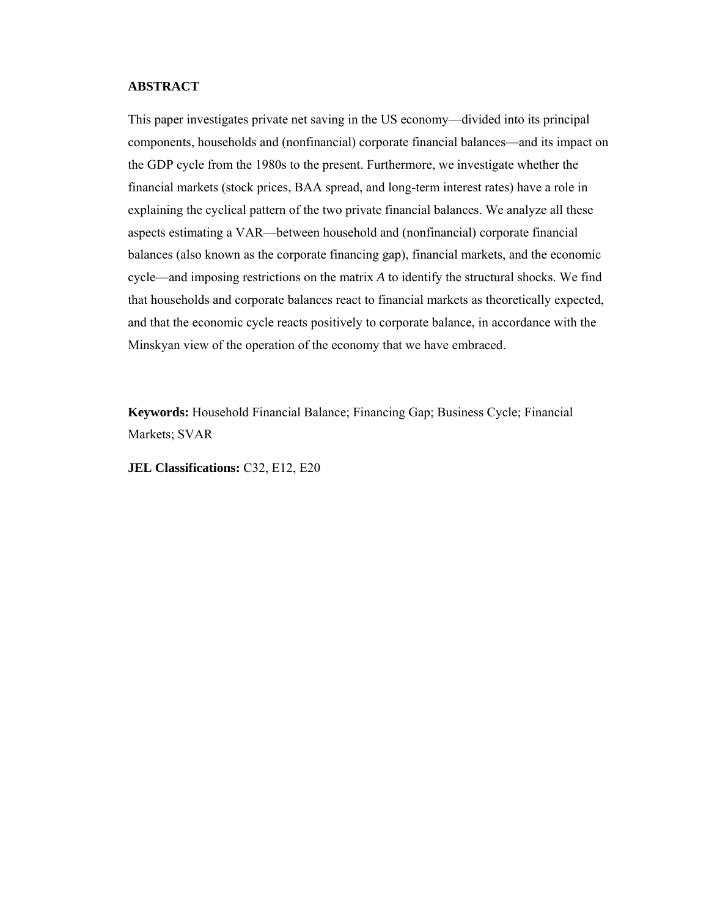## ABSTRACT

This paper investigates private net saving in the US economy—divided into its principal components, households and (nonfinancial) corporate financial balances—and its impact on the GDP cycle from the 1980s to the present. Furthermore, we investigate whether the financial markets (stock prices, BAA spread, and long-term interest rates) have a role in explaining the cyclical pattern of the two private financial balances. We analyze all these aspects estimating a VAR—between household and (nonfinancial) corporate financial balances (also known as the corporate financing gap), financial markets, and the economic cycle—and imposing restrictions on the matrix *A* to identify the structural shocks. We find that households and corporate balances react to financial markets as theoretically expected, and that the economic cycle reacts positively to corporate balance, in accordance with the Minskyan view of the operation of the economy that we have embraced.

**Keywords:** Household Financial Balance; Financing Gap; Business Cycle; Financial Markets; SVAR

**JEL Classifications:** C32, E12, E20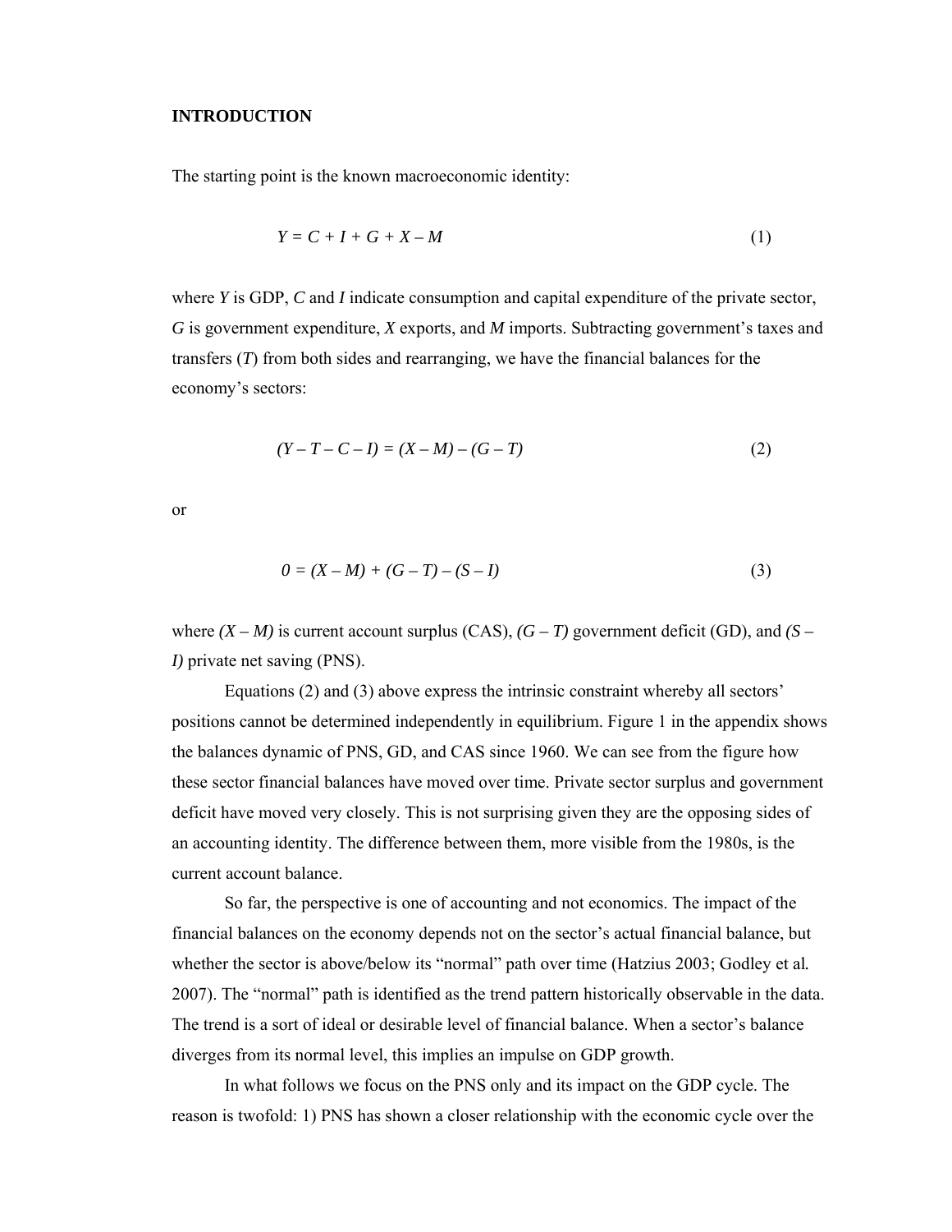## INTRODUCTION

The starting point is the known macroeconomic identity:

$$Y = C + I + G + X - M \tag{1}$$

where $Y$ is GDP, $C$ and $I$ indicate consumption and capital expenditure of the private sector, $G$ is government expenditure, $X$ exports, and $M$ imports. Subtracting government's taxes and transfers ($T$) from both sides and rearranging, we have the financial balances for the economy's sectors:

$$(Y - T - C - I) = (X - M) - (G - T) \tag{2}$$

or

$$0 = (X - M) + (G - T) - (S - I) \tag{3}$$

where $(X - M)$ is current account surplus (CAS), $(G - T)$ government deficit (GD), and $(S - I)$ private net saving (PNS).

Equations (2) and (3) above express the intrinsic constraint whereby all sectors' positions cannot be determined independently in equilibrium. Figure 1 in the appendix shows the balances dynamic of PNS, GD, and CAS since 1960. We can see from the figure how these sector financial balances have moved over time. Private sector surplus and government deficit have moved very closely. This is not surprising given they are the opposing sides of an accounting identity. The difference between them, more visible from the 1980s, is the current account balance.

So far, the perspective is one of accounting and not economics. The impact of the financial balances on the economy depends not on the sector's actual financial balance, but whether the sector is above/below its "normal" path over time (Hatzius 2003; Godley et al. 2007). The "normal" path is identified as the trend pattern historically observable in the data. The trend is a sort of ideal or desirable level of financial balance. When a sector's balance diverges from its normal level, this implies an impulse on GDP growth.

In what follows we focus on the PNS only and its impact on the GDP cycle. The reason is twofold: 1) PNS has shown a closer relationship with the economic cycle over the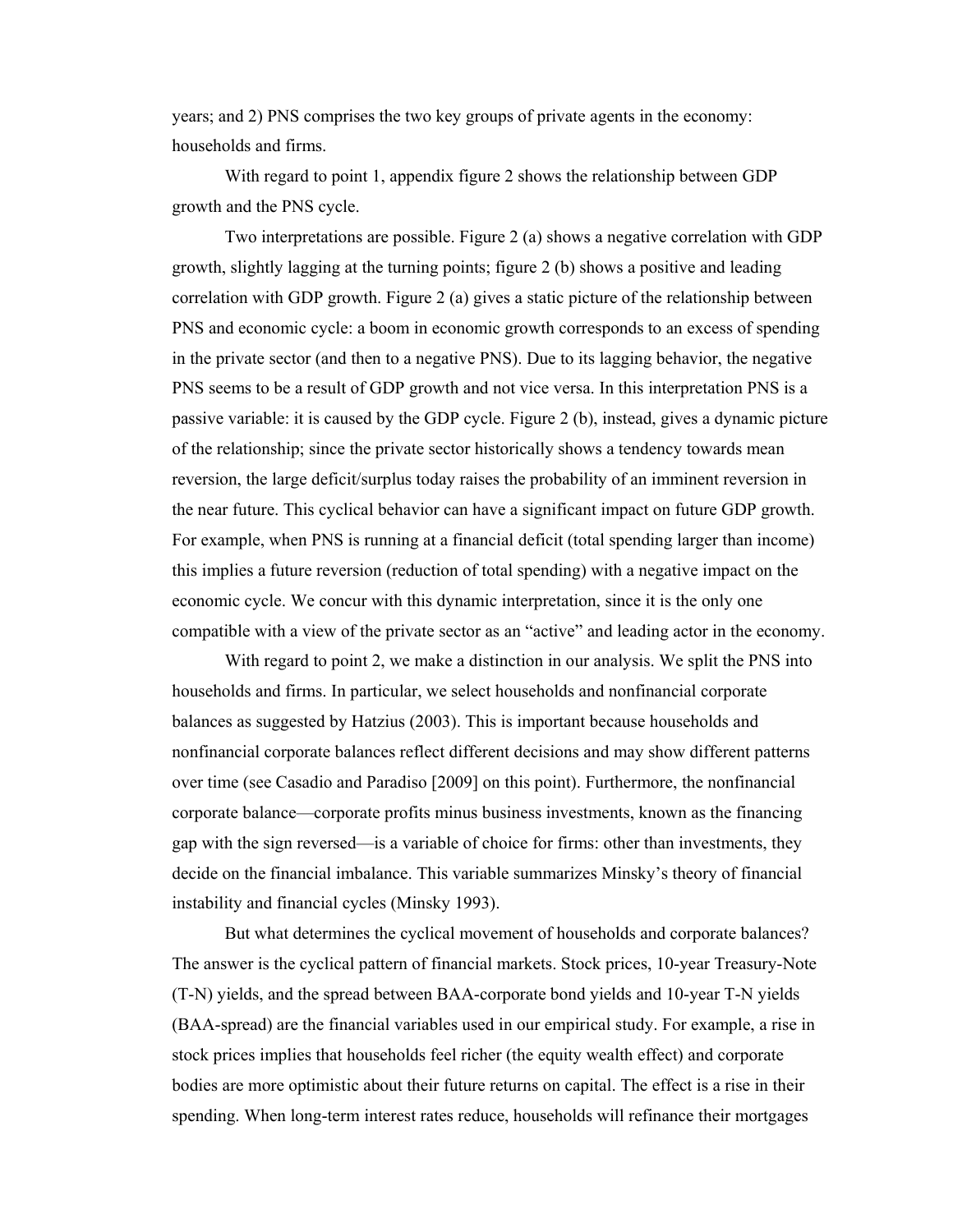years; and 2) PNS comprises the two key groups of private agents in the economy: households and firms.

With regard to point 1, appendix figure 2 shows the relationship between GDP growth and the PNS cycle.

Two interpretations are possible. Figure 2 (a) shows a negative correlation with GDP growth, slightly lagging at the turning points; figure 2 (b) shows a positive and leading correlation with GDP growth. Figure 2 (a) gives a static picture of the relationship between PNS and economic cycle: a boom in economic growth corresponds to an excess of spending in the private sector (and then to a negative PNS). Due to its lagging behavior, the negative PNS seems to be a result of GDP growth and not vice versa. In this interpretation PNS is a passive variable: it is caused by the GDP cycle. Figure 2 (b), instead, gives a dynamic picture of the relationship; since the private sector historically shows a tendency towards mean reversion, the large deficit/surplus today raises the probability of an imminent reversion in the near future. This cyclical behavior can have a significant impact on future GDP growth. For example, when PNS is running at a financial deficit (total spending larger than income) this implies a future reversion (reduction of total spending) with a negative impact on the economic cycle. We concur with this dynamic interpretation, since it is the only one compatible with a view of the private sector as an "active" and leading actor in the economy.

With regard to point 2, we make a distinction in our analysis. We split the PNS into households and firms. In particular, we select households and nonfinancial corporate balances as suggested by Hatzius (2003). This is important because households and nonfinancial corporate balances reflect different decisions and may show different patterns over time (see Casadio and Paradiso [2009] on this point). Furthermore, the nonfinancial corporate balance—corporate profits minus business investments, known as the financing gap with the sign reversed—is a variable of choice for firms: other than investments, they decide on the financial imbalance. This variable summarizes Minsky's theory of financial instability and financial cycles (Minsky 1993).

But what determines the cyclical movement of households and corporate balances? The answer is the cyclical pattern of financial markets. Stock prices, 10-year Treasury-Note (T-N) yields, and the spread between BAA-corporate bond yields and 10-year T-N yields (BAA-spread) are the financial variables used in our empirical study. For example, a rise in stock prices implies that households feel richer (the equity wealth effect) and corporate bodies are more optimistic about their future returns on capital. The effect is a rise in their spending. When long-term interest rates reduce, households will refinance their mortgages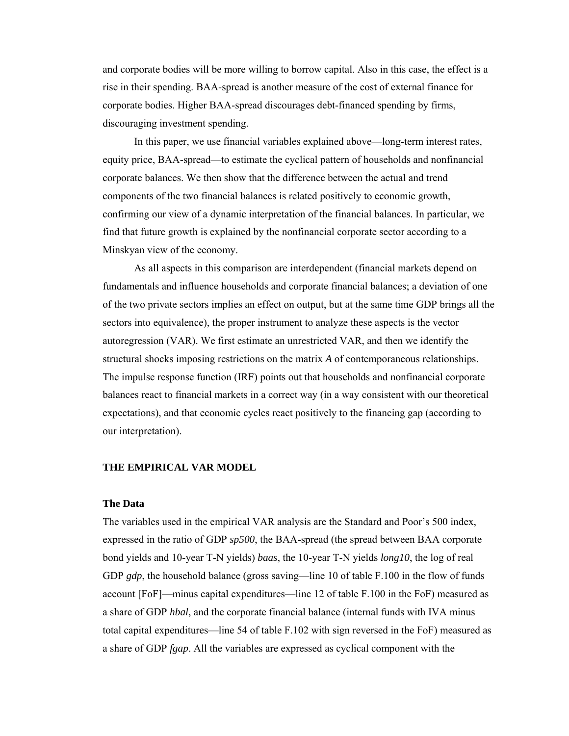and corporate bodies will be more willing to borrow capital. Also in this case, the effect is a rise in their spending. BAA-spread is another measure of the cost of external finance for corporate bodies. Higher BAA-spread discourages debt-financed spending by firms, discouraging investment spending.

In this paper, we use financial variables explained above—long-term interest rates, equity price, BAA-spread—to estimate the cyclical pattern of households and nonfinancial corporate balances. We then show that the difference between the actual and trend components of the two financial balances is related positively to economic growth, confirming our view of a dynamic interpretation of the financial balances. In particular, we find that future growth is explained by the nonfinancial corporate sector according to a Minskyan view of the economy.

As all aspects in this comparison are interdependent (financial markets depend on fundamentals and influence households and corporate financial balances; a deviation of one of the two private sectors implies an effect on output, but at the same time GDP brings all the sectors into equivalence), the proper instrument to analyze these aspects is the vector autoregression (VAR). We first estimate an unrestricted VAR, and then we identify the structural shocks imposing restrictions on the matrix *A* of contemporaneous relationships. The impulse response function (IRF) points out that households and nonfinancial corporate balances react to financial markets in a correct way (in a way consistent with our theoretical expectations), and that economic cycles react positively to the financing gap (according to our interpretation).

## THE EMPIRICAL VAR MODEL

### The Data

The variables used in the empirical VAR analysis are the Standard and Poor's 500 index, expressed in the ratio of GDP *sp500*, the BAA-spread (the spread between BAA corporate bond yields and 10-year T-N yields) *baas*, the 10-year T-N yields *long10*, the log of real GDP *gdp*, the household balance (gross saving—line 10 of table F.100 in the flow of funds account [FoF]—minus capital expenditures—line 12 of table F.100 in the FoF) measured as a share of GDP *hbal*, and the corporate financial balance (internal funds with IVA minus total capital expenditures—line 54 of table F.102 with sign reversed in the FoF) measured as a share of GDP *fgap*. All the variables are expressed as cyclical component with the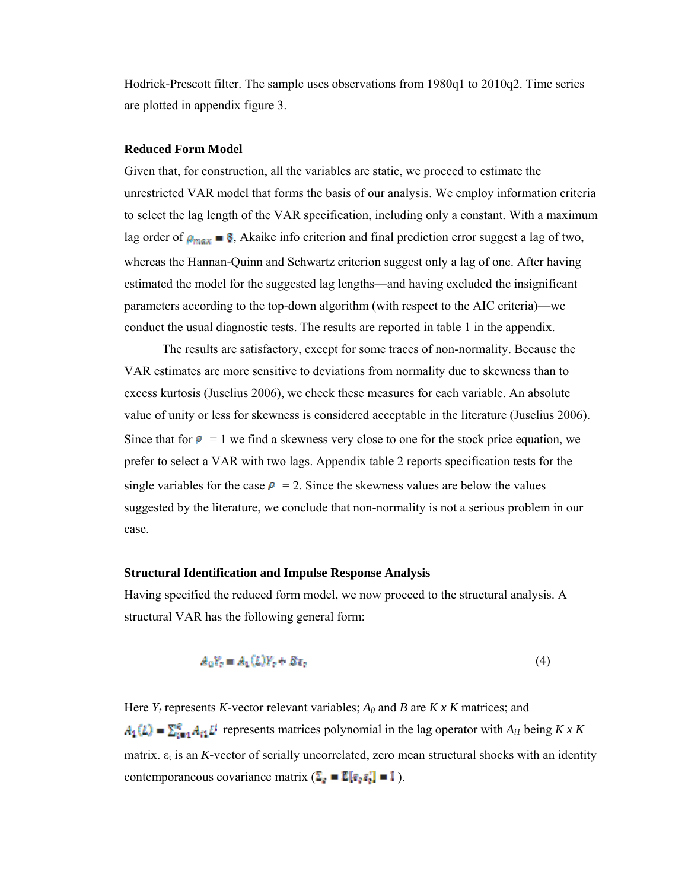Hodrick-Prescott filter. The sample uses observations from 1980q1 to 2010q2. Time series are plotted in appendix figure 3.

**Reduced Form Model**

Given that, for construction, all the variables are static, we proceed to estimate the unrestricted VAR model that forms the basis of our analysis. We employ information criteria to select the lag length of the VAR specification, including only a constant. With a maximum lag order of $\rho_{max} = 8$, Akaike info criterion and final prediction error suggest a lag of two, whereas the Hannan-Quinn and Schwartz criterion suggest only a lag of one. After having estimated the model for the suggested lag lengths—and having excluded the insignificant parameters according to the top-down algorithm (with respect to the AIC criteria)—we conduct the usual diagnostic tests. The results are reported in table 1 in the appendix.

The results are satisfactory, except for some traces of non-normality. Because the VAR estimates are more sensitive to deviations from normality due to skewness than to excess kurtosis (Juselius 2006), we check these measures for each variable. An absolute value of unity or less for skewness is considered acceptable in the literature (Juselius 2006). Since that for $\rho = 1$ we find a skewness very close to one for the stock price equation, we prefer to select a VAR with two lags. Appendix table 2 reports specification tests for the single variables for the case $\rho = 2$. Since the skewness values are below the values suggested by the literature, we conclude that non-normality is not a serious problem in our case.

**Structural Identification and Impulse Response Analysis**

Having specified the reduced form model, we now proceed to the structural analysis. A structural VAR has the following general form:

$$A_0 Y_t = A_1(L) Y_t + B\varepsilon_t \tag{4}$$

Here $Y_t$ represents $K$-vector relevant variables; $A_0$ and $B$ are $K$ x $K$ matrices; and $A_1(L) = \sum_{i=1}^{q} A_{i1} L^i$ represents matrices polynomial in the lag operator with $A_{i1}$ being $K$ x $K$ matrix. $\varepsilon_t$ is an $K$-vector of serially uncorrelated, zero mean structural shocks with an identity contemporaneous covariance matrix ($\Sigma_\varepsilon = E[\varepsilon_t \varepsilon_t'] = I$ ).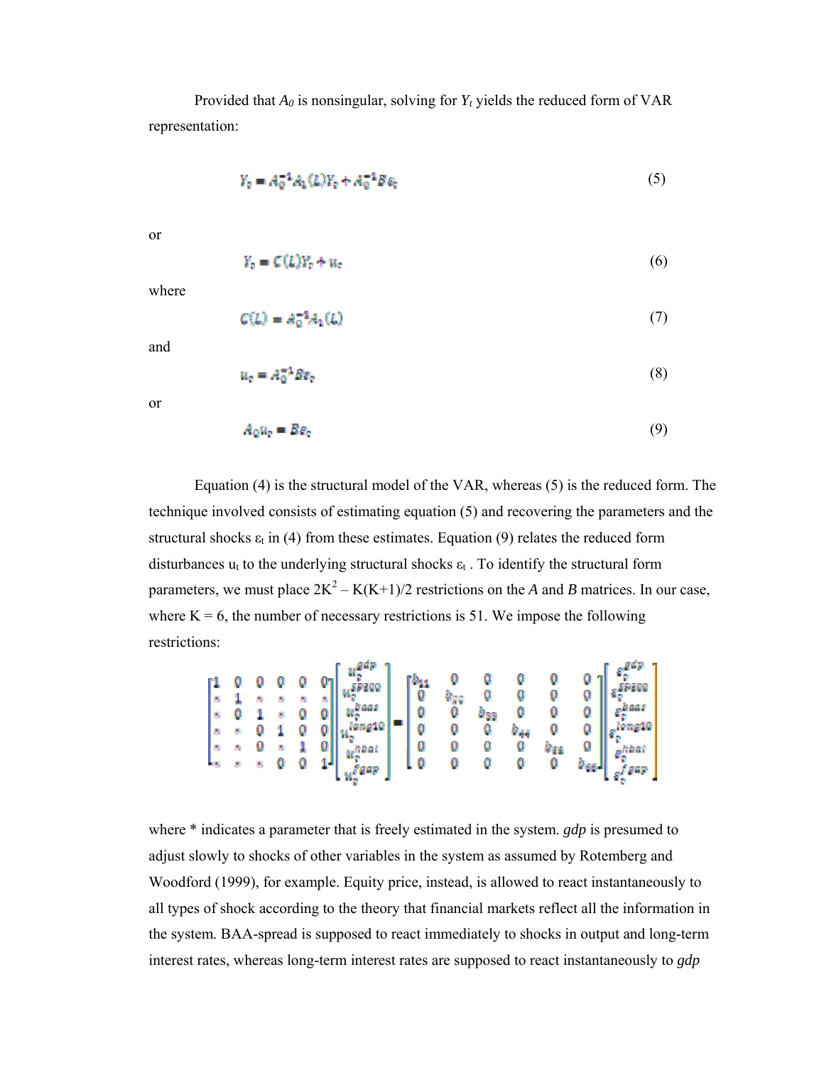Provided that $A_0$ is nonsingular, solving for $Y_t$ yields the reduced form of VAR representation:

$$Y_t = A_0^{-1} A_1(L) Y_t + A_0^{-1} B \varepsilon_t \tag{5}$$

or

$$Y_t = C(L) Y_t + u_t \tag{6}$$

where

$$C(L) = A_0^{-1} A_1(L) \tag{7}$$

and

$$u_t = A_0^{-1} B \varepsilon_t \tag{8}$$

or

$$A_0 u_t = B \varepsilon_t \tag{9}$$

Equation (4) is the structural model of the VAR, whereas (5) is the reduced form. The technique involved consists of estimating equation (5) and recovering the parameters and the structural shocks $\varepsilon_t$ in (4) from these estimates. Equation (9) relates the reduced form disturbances $u_t$ to the underlying structural shocks $\varepsilon_t$ . To identify the structural form parameters, we must place $2K^2 - K(K+1)/2$ restrictions on the *A* and *B* matrices. In our case, where K = 6, the number of necessary restrictions is 51. We impose the following restrictions:

$$\begin{bmatrix} 1 & 0 & 0 & 0 & 0 & 0 \\ * & 1 & * & * & * & * \\ * & 0 & 1 & * & 0 & 0 \\ * & * & 0 & 1 & 0 & 0 \\ * & * & 0 & * & 1 & 0 \\ * & * & * & 0 & 0 & 1 \end{bmatrix} \begin{bmatrix} u_t^{gdp} \\ u_t^{SP500} \\ u_t^{baas} \\ u_t^{long10} \\ u_t^{hbat} \\ u_t^{fgap} \end{bmatrix} = \begin{bmatrix} b_{11} & 0 & 0 & 0 & 0 & 0 \\ 0 & b_{22} & 0 & 0 & 0 & 0 \\ 0 & 0 & b_{33} & 0 & 0 & 0 \\ 0 & 0 & 0 & b_{44} & 0 & 0 \\ 0 & 0 & 0 & 0 & b_{55} & 0 \\ 0 & 0 & 0 & 0 & 0 & b_{66} \end{bmatrix} \begin{bmatrix} \varepsilon_t^{gdp} \\ \varepsilon_t^{SP500} \\ \varepsilon_t^{baas} \\ \varepsilon_t^{long10} \\ \varepsilon_t^{hbat} \\ \varepsilon_t^{fgap} \end{bmatrix}$$

where * indicates a parameter that is freely estimated in the system. *gdp* is presumed to adjust slowly to shocks of other variables in the system as assumed by Rotemberg and Woodford (1999), for example. Equity price, instead, is allowed to react instantaneously to all types of shock according to the theory that financial markets reflect all the information in the system. BAA-spread is supposed to react immediately to shocks in output and long-term interest rates, whereas long-term interest rates are supposed to react instantaneously to *gdp*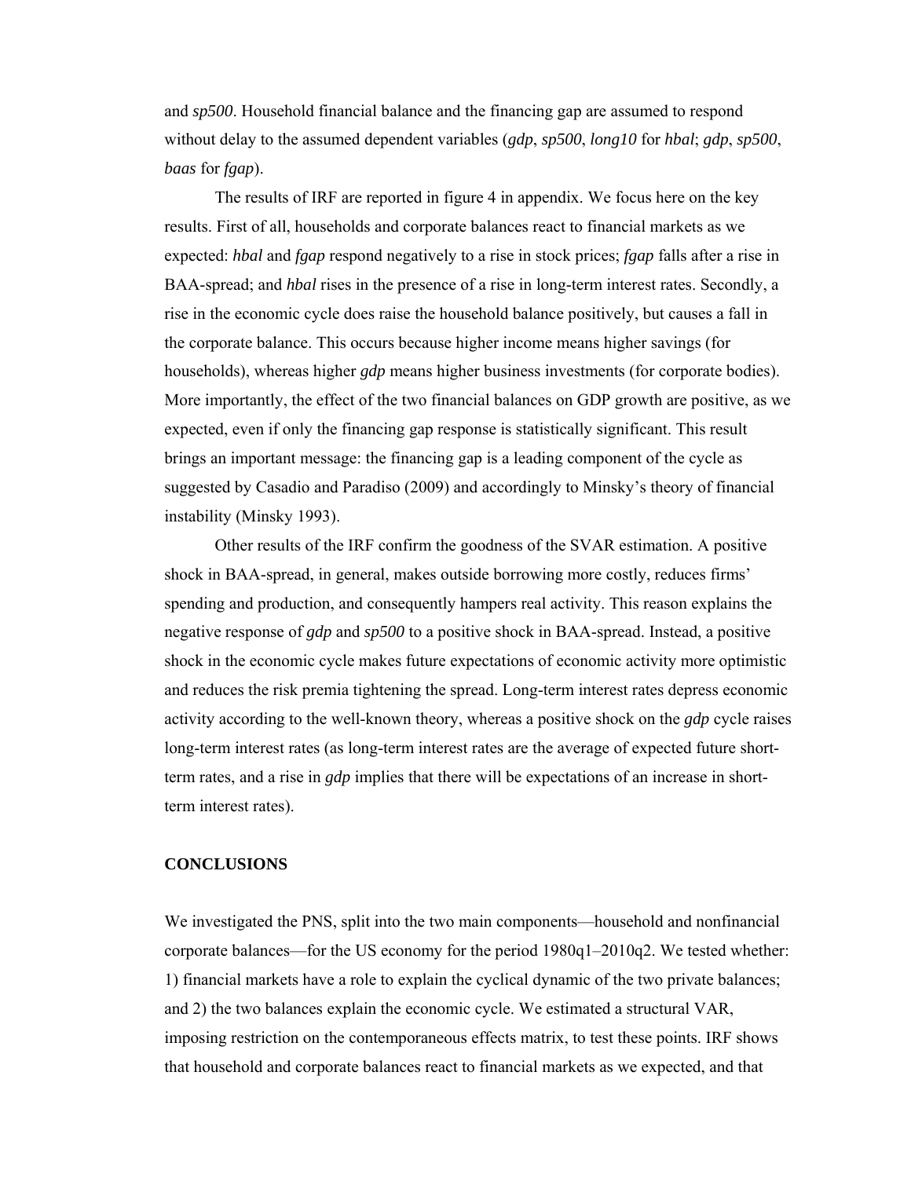and *sp500*. Household financial balance and the financing gap are assumed to respond without delay to the assumed dependent variables (*gdp*, *sp500*, *long10* for *hbal*; *gdp*, *sp500*, *baas* for *fgap*).

The results of IRF are reported in figure 4 in appendix. We focus here on the key results. First of all, households and corporate balances react to financial markets as we expected: *hbal* and *fgap* respond negatively to a rise in stock prices; *fgap* falls after a rise in BAA-spread; and *hbal* rises in the presence of a rise in long-term interest rates. Secondly, a rise in the economic cycle does raise the household balance positively, but causes a fall in the corporate balance. This occurs because higher income means higher savings (for households), whereas higher *gdp* means higher business investments (for corporate bodies). More importantly, the effect of the two financial balances on GDP growth are positive, as we expected, even if only the financing gap response is statistically significant. This result brings an important message: the financing gap is a leading component of the cycle as suggested by Casadio and Paradiso (2009) and accordingly to Minsky's theory of financial instability (Minsky 1993).

Other results of the IRF confirm the goodness of the SVAR estimation. A positive shock in BAA-spread, in general, makes outside borrowing more costly, reduces firms' spending and production, and consequently hampers real activity. This reason explains the negative response of *gdp* and *sp500* to a positive shock in BAA-spread. Instead, a positive shock in the economic cycle makes future expectations of economic activity more optimistic and reduces the risk premia tightening the spread. Long-term interest rates depress economic activity according to the well-known theory, whereas a positive shock on the *gdp* cycle raises long-term interest rates (as long-term interest rates are the average of expected future short-term rates, and a rise in *gdp* implies that there will be expectations of an increase in short-term interest rates).

## CONCLUSIONS

We investigated the PNS, split into the two main components—household and nonfinancial corporate balances—for the US economy for the period 1980q1–2010q2. We tested whether: 1) financial markets have a role to explain the cyclical dynamic of the two private balances; and 2) the two balances explain the economic cycle. We estimated a structural VAR, imposing restriction on the contemporaneous effects matrix, to test these points. IRF shows that household and corporate balances react to financial markets as we expected, and that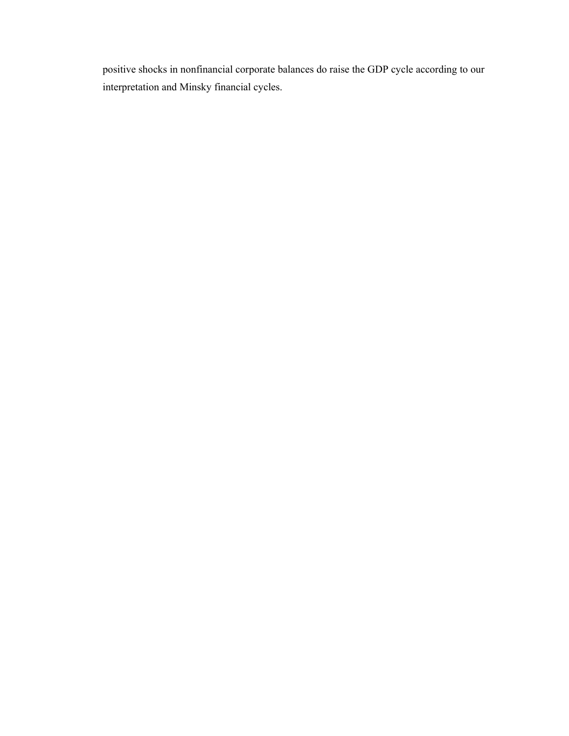positive shocks in nonfinancial corporate balances do raise the GDP cycle according to our interpretation and Minsky financial cycles.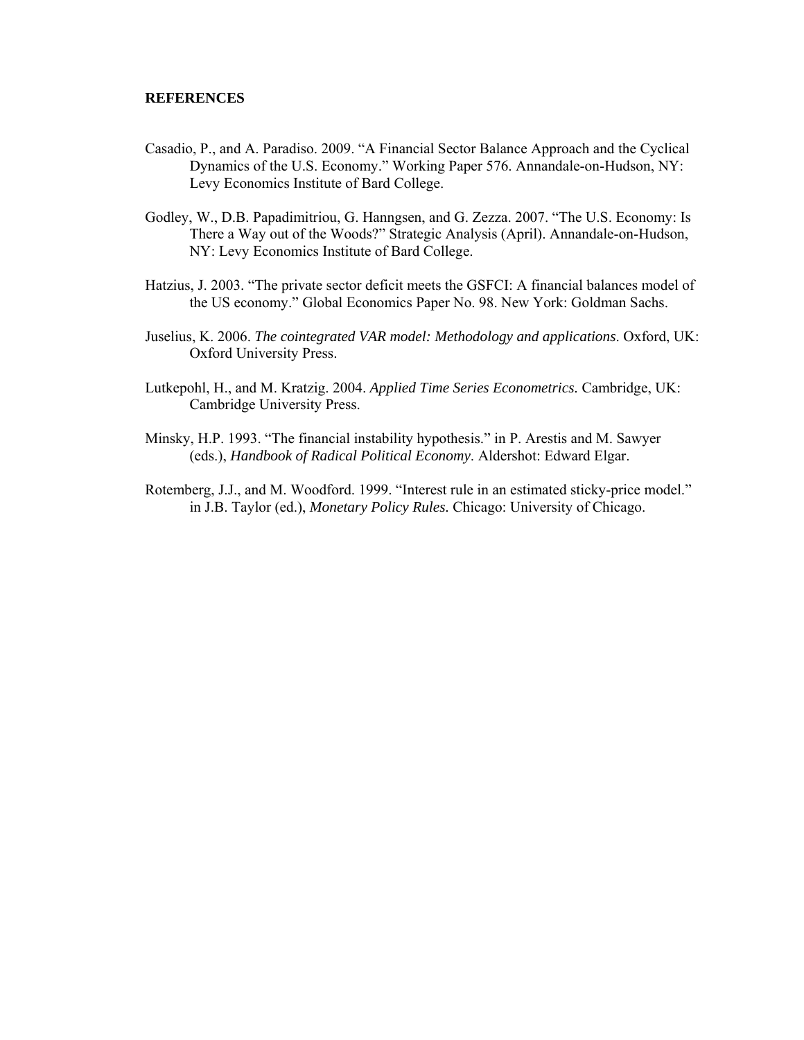## REFERENCES

Casadio, P., and A. Paradiso. 2009. "A Financial Sector Balance Approach and the Cyclical Dynamics of the U.S. Economy." Working Paper 576. Annandale-on-Hudson, NY: Levy Economics Institute of Bard College.

Godley, W., D.B. Papadimitriou, G. Hanngsen, and G. Zezza. 2007. "The U.S. Economy: Is There a Way out of the Woods?" Strategic Analysis (April). Annandale-on-Hudson, NY: Levy Economics Institute of Bard College.

Hatzius, J. 2003. "The private sector deficit meets the GSFCI: A financial balances model of the US economy." Global Economics Paper No. 98. New York: Goldman Sachs.

Juselius, K. 2006. *The cointegrated VAR model: Methodology and applications*. Oxford, UK: Oxford University Press.

Lutkepohl, H., and M. Kratzig. 2004. *Applied Time Series Econometrics.* Cambridge, UK: Cambridge University Press.

Minsky, H.P. 1993. "The financial instability hypothesis." in P. Arestis and M. Sawyer (eds.), *Handbook of Radical Political Economy*. Aldershot: Edward Elgar.

Rotemberg, J.J., and M. Woodford. 1999. "Interest rule in an estimated sticky-price model." in J.B. Taylor (ed.), *Monetary Policy Rules.* Chicago: University of Chicago.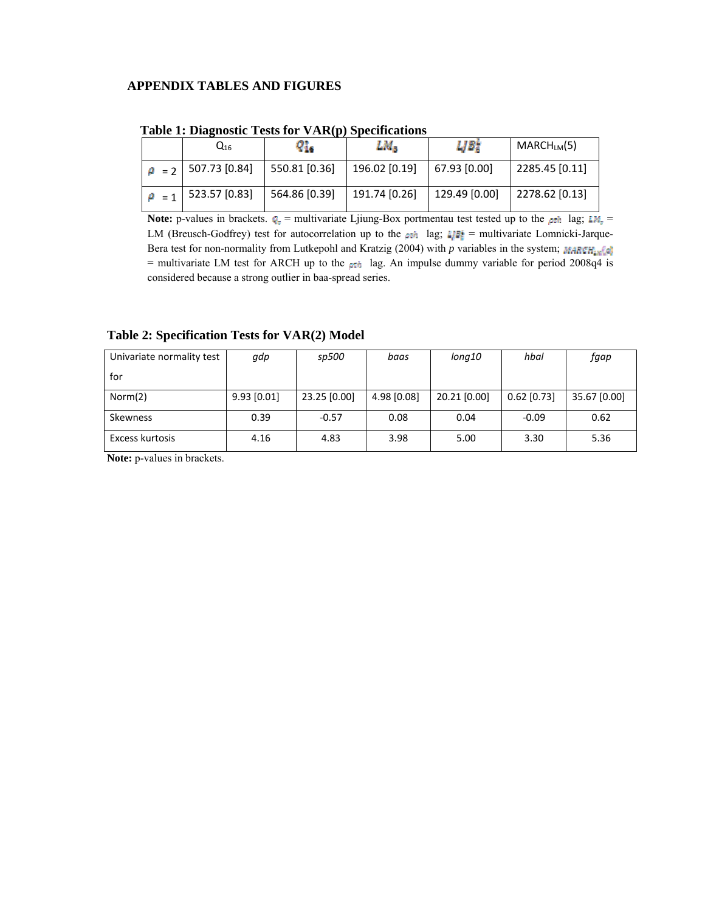## APPENDIX TABLES AND FIGURES

**Table 1: Diagnostic Tests for VAR(p) Specifications**

| | $Q_{16}$ | $Q_{16}^{*}$ | $LM_{5}$ | $LJB_{5}^{L}$ | $MARCH_{LM}(5)$ |
|---|---|---|---|---|---|
| $p$ = 2 | 507.73 [0.84] | 550.81 [0.36] | 196.02 [0.19] | 67.93 [0.00] | 2285.45 [0.11] |
| $p$ = 1 | 523.57 [0.83] | 564.86 [0.39] | 191.74 [0.26] | 129.49 [0.00] | 2278.62 [0.13] |

**Note:** p-values in brackets. $Q_{s}$ = multivariate Ljiung-Box portmentau test tested up to the $s^{th}$ lag; $LM_{s}$ = LM (Breusch-Godfrey) test for autocorrelation up to the $s^{th}$ lag; $LJB_{s}^{L}$ = multivariate Lomnicki-Jarque-Bera test for non-normality from Lutkepohl and Kratzig (2004) with *p* variables in the system; $MARCH_{LM}(q)$ = multivariate LM test for ARCH up to the $q^{th}$ lag. An impulse dummy variable for period 2008q4 is considered because a strong outlier in baa-spread series.

**Table 2: Specification Tests for VAR(2) Model**

| Univariate normality test for | *gdp* | *sp500* | *baas* | *long10* | *hbal* | *fgap* |
|---|---|---|---|---|---|---|
| Norm(2) | 9.93 [0.01] | 23.25 [0.00] | 4.98 [0.08] | 20.21 [0.00] | 0.62 [0.73] | 35.67 [0.00] |
| Skewness | 0.39 | -0.57 | 0.08 | 0.04 | -0.09 | 0.62 |
| Excess kurtosis | 4.16 | 4.83 | 3.98 | 5.00 | 3.30 | 5.36 |

**Note:** p-values in brackets.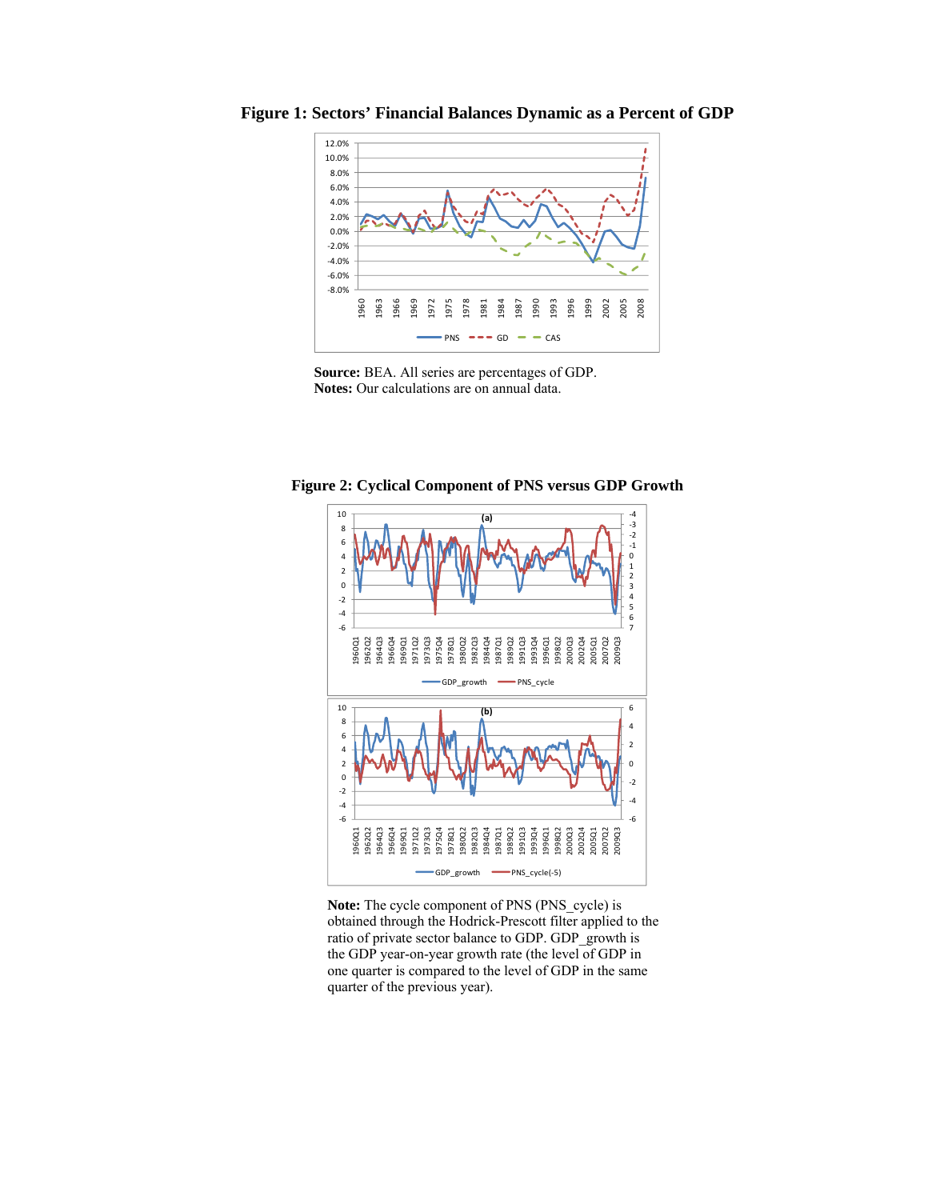**Figure 1: Sectors' Financial Balances Dynamic as a Percent of GDP**

**Source:** BEA. All series are percentages of GDP.
**Notes:** Our calculations are on annual data.

**Figure 2: Cyclical Component of PNS versus GDP Growth**

**Note:** The cycle component of PNS (PNS_cycle) is obtained through the Hodrick-Prescott filter applied to the ratio of private sector balance to GDP. GDP_growth is the GDP year-on-year growth rate (the level of GDP in one quarter is compared to the level of GDP in the same quarter of the previous year).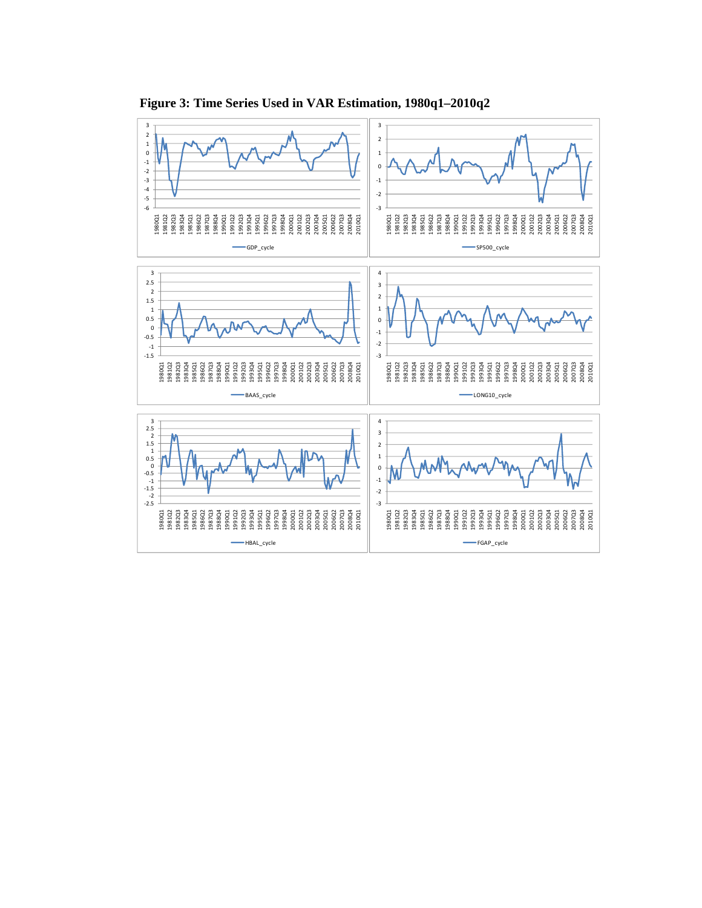**Figure 3: Time Series Used in VAR Estimation, 1980q1–2010q2**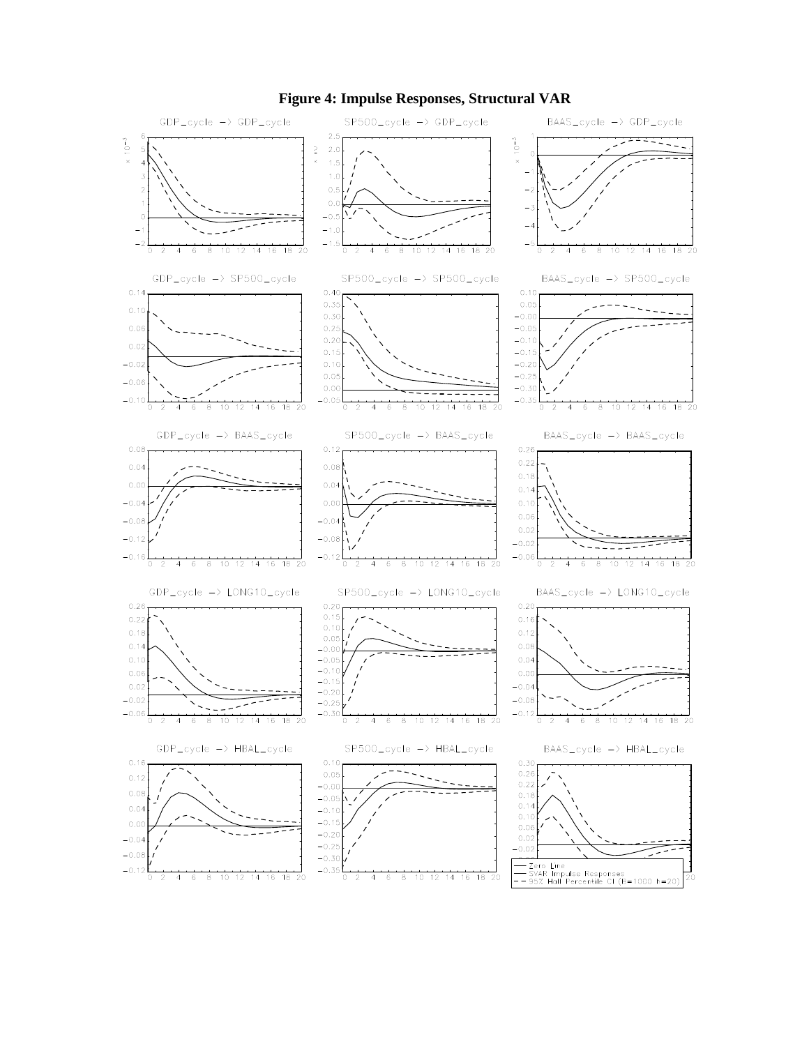# Figure 4: Impulse Responses, Structural VAR

GDP_cycle -> GDP_cycle

SP500_cycle -> GDP_cycle

BAAS_cycle -> GDP_cycle

GDP_cycle -> SP500_cycle

SP500_cycle -> SP500_cycle

BAAS_cycle -> SP500_cycle

GDP_cycle -> BAAS_cycle

SP500_cycle -> BAAS_cycle

BAAS_cycle -> BAAS_cycle

GDP_cycle -> LONG10_cycle

SP500_cycle -> LONG10_cycle

BAAS_cycle -> LONG10_cycle

GDP_cycle -> HBAL_cycle

SP500_cycle -> HBAL_cycle

BAAS_cycle -> HBAL_cycle

Zero Line
SVAR Impulse Responses
95% Hall Percentile CI (B=1000 h=20)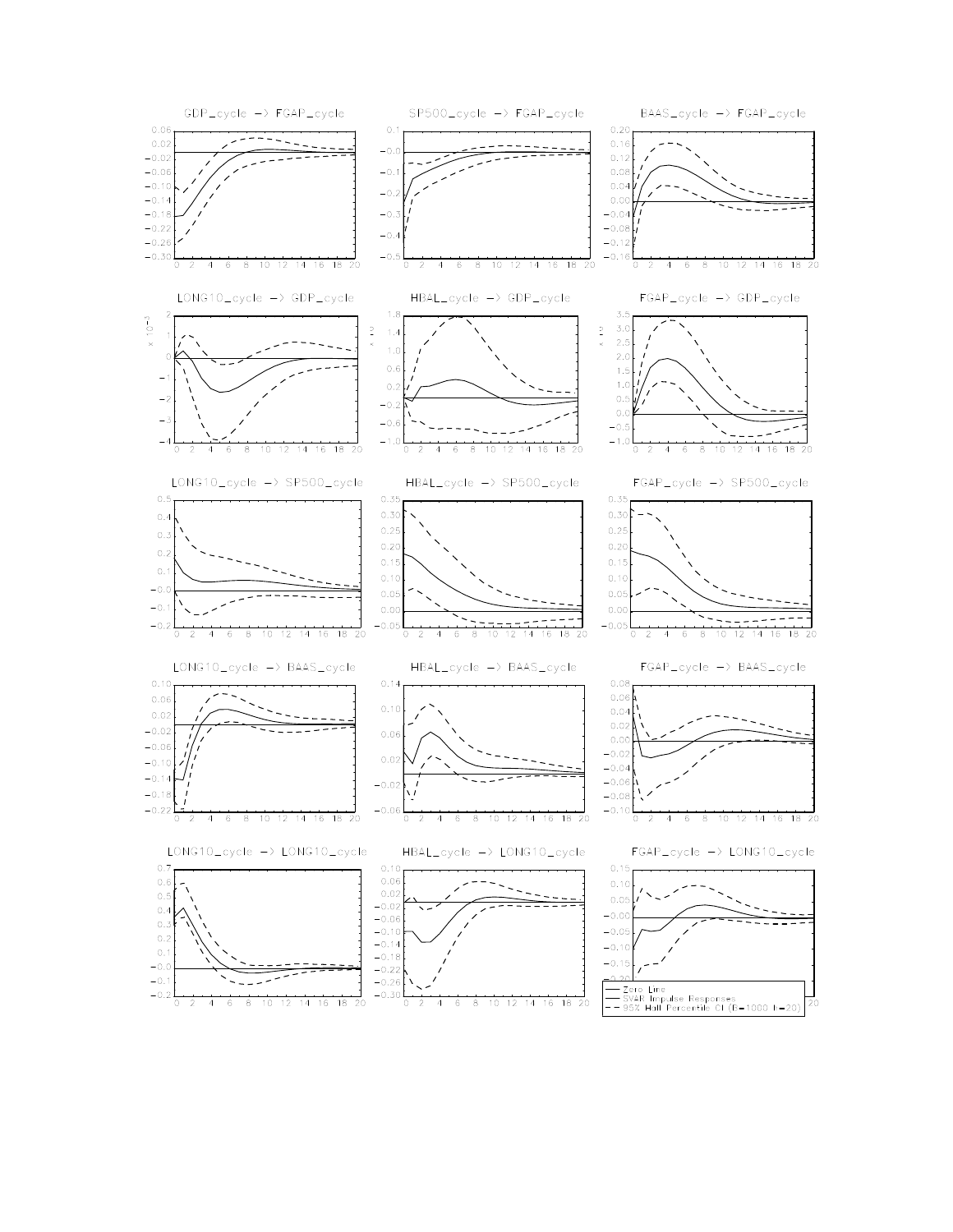GDP_cycle -> FGAP_cycle

SP500_cycle -> FGAP_cycle

BAAS_cycle -> FGAP_cycle

LONG10_cycle -> GDP_cycle

HBAL_cycle -> GDP_cycle

FGAP_cycle -> GDP_cycle

LONG10_cycle -> SP500_cycle

HBAL_cycle -> SP500_cycle

FGAP_cycle -> SP500_cycle

LONG10_cycle -> BAAS_cycle

HBAL_cycle -> BAAS_cycle

FGAP_cycle -> BAAS_cycle

LONG10_cycle -> LONG10_cycle

HBAL_cycle -> LONG10_cycle

FGAP_cycle -> LONG10_cycle

— Zero Line
— SVAR Impulse Responses
- - 95% Hall Percentile CI (B=1000 h=20)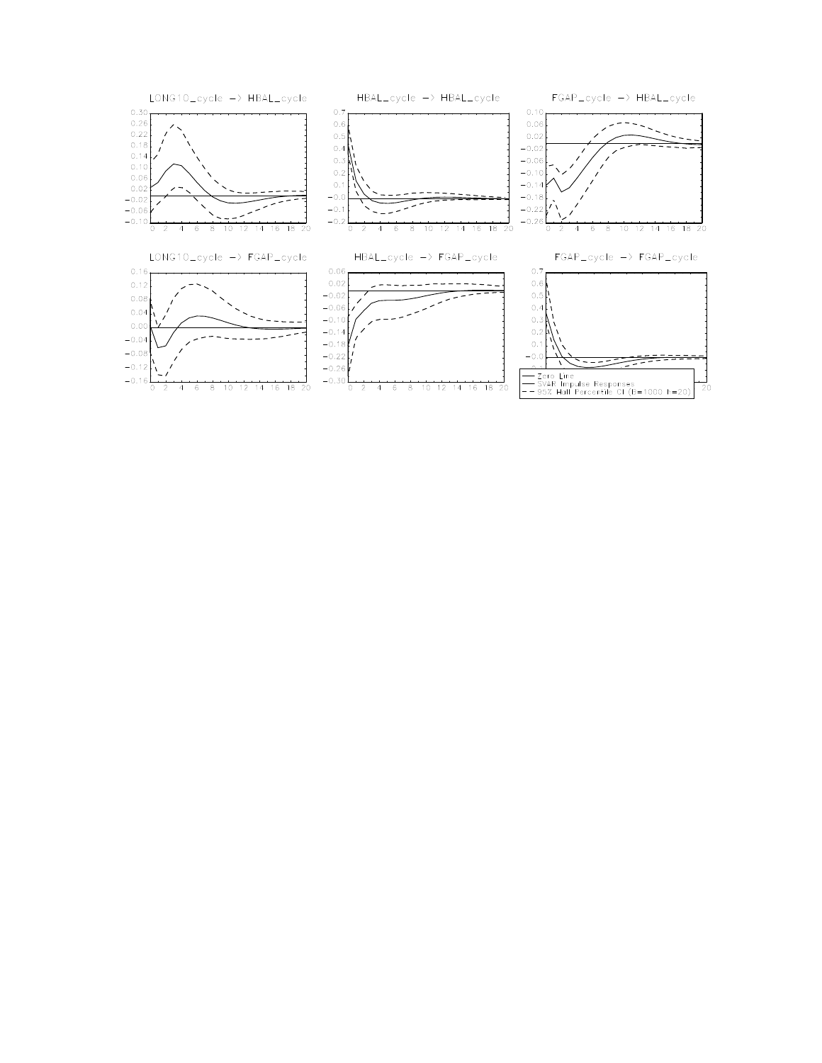LONG10_cycle -> HBAL_cycle

0.30
0.26
0.22
0.18
0.14
0.10
0.06
0.02
−0.02
−0.06
−0.10

0 2 4 6 8 10 12 14 16 18 20

HBAL_cycle -> HBAL_cycle

0.7
0.6
0.5
0.4
0.3
0.2
0.1
−0.0
−0.1
−0.2

0 2 4 6 8 10 12 14 16 18 20

FGAP_cycle -> HBAL_cycle

0.10
0.06
0.02
−0.02
−0.06
−0.10
−0.14
−0.18
−0.22
−0.26

0 2 4 6 8 10 12 14 16 18 20

LONG10_cycle -> FGAP_cycle

0.16
0.12
0.08
0.04
0.00
−0.04
−0.08
−0.12
−0.16

0 2 4 6 8 10 12 14 16 18 20

HBAL_cycle -> FGAP_cycle

0.06
0.02
−0.02
−0.06
−0.10
−0.14
−0.18
−0.22
−0.26
−0.30

0 2 4 6 8 10 12 14 16 18 20

FGAP_cycle -> FGAP_cycle

0.7
0.6
0.5
0.4
0.3
0.2
0.1
−0.0

0 20

Zero Line
SVAR Impulse Responses
95% Hall Percentile CI (B=1000 h=20)